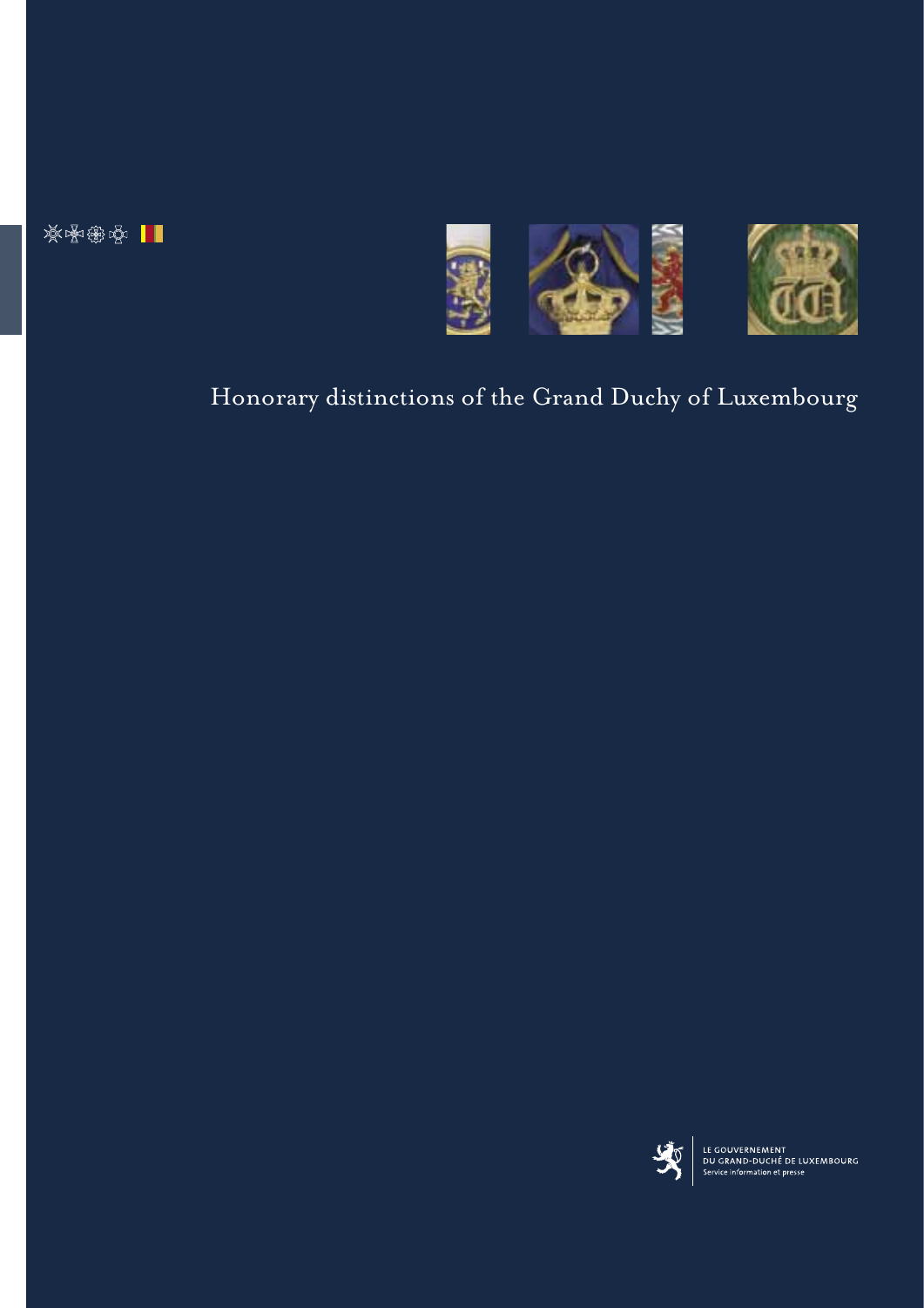# Honorary distinctions of the Grand Duchy of Luxembourg

LE GOUVERNEMENT
DU GRAND-DUCHÉ DE LUXEMBOURG
Service information et presse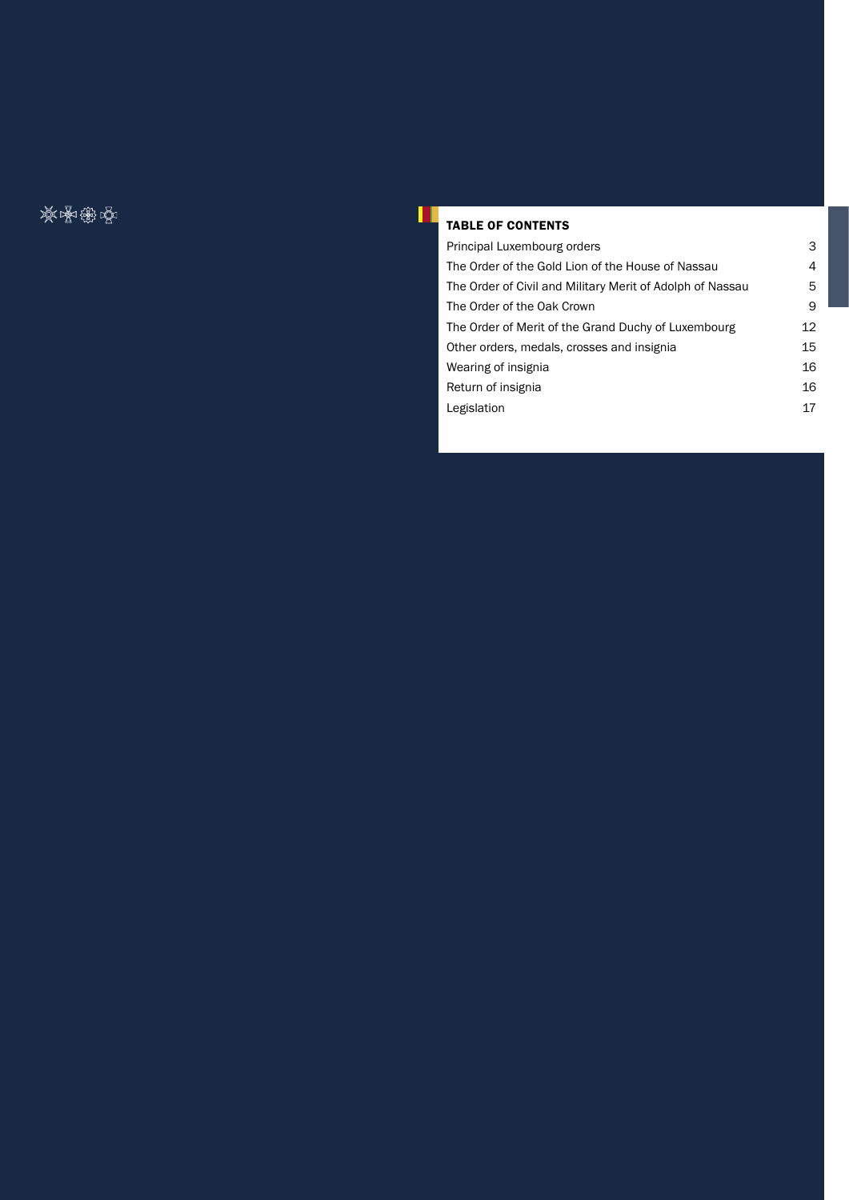## TABLE OF CONTENTS

| | |
|---|---|
| Principal Luxembourg orders | 3 |
| The Order of the Gold Lion of the House of Nassau | 4 |
| The Order of Civil and Military Merit of Adolph of Nassau | 5 |
| The Order of the Oak Crown | 9 |
| The Order of Merit of the Grand Duchy of Luxembourg | 12 |
| Other orders, medals, crosses and insignia | 15 |
| Wearing of insignia | 16 |
| Return of insignia | 16 |
| Legislation | 17 |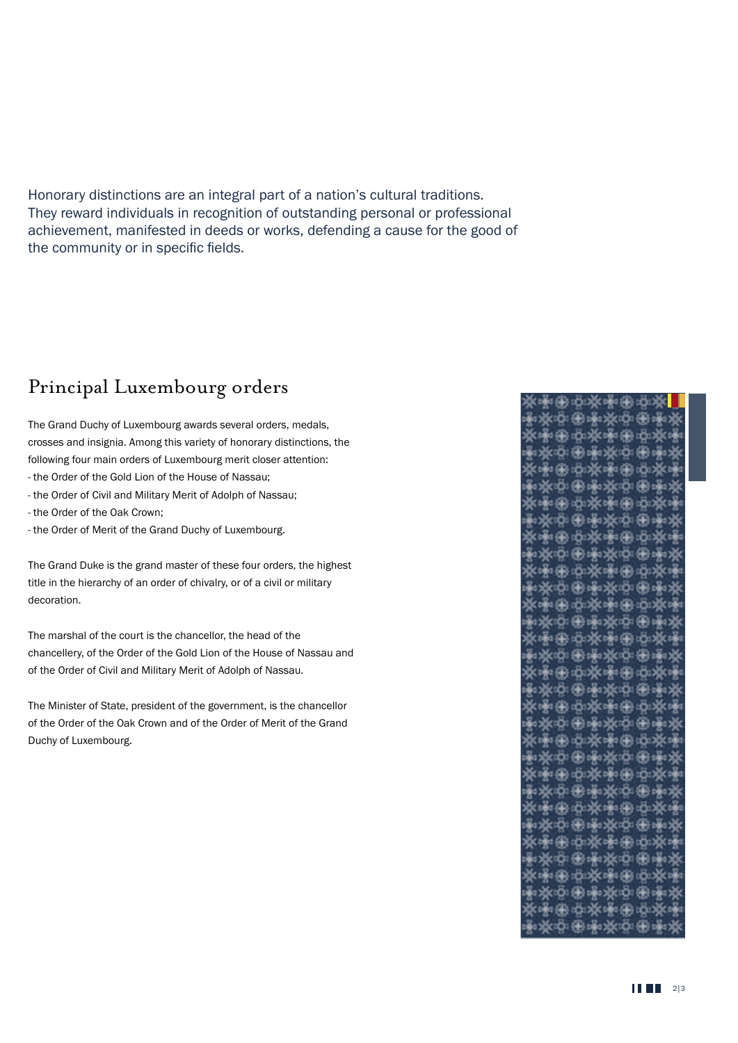Honorary distinctions are an integral part of a nation's cultural traditions. They reward individuals in recognition of outstanding personal or professional achievement, manifested in deeds or works, defending a cause for the good of the community or in specific fields.

## Principal Luxembourg orders

The Grand Duchy of Luxembourg awards several orders, medals, crosses and insignia. Among this variety of honorary distinctions, the following four main orders of Luxembourg merit closer attention:

- the Order of the Gold Lion of the House of Nassau;
- the Order of Civil and Military Merit of Adolph of Nassau;
- the Order of the Oak Crown;
- the Order of Merit of the Grand Duchy of Luxembourg.

The Grand Duke is the grand master of these four orders, the highest title in the hierarchy of an order of chivalry, or of a civil or military decoration.

The marshal of the court is the chancellor, the head of the chancellery, of the Order of the Gold Lion of the House of Nassau and of the Order of Civil and Military Merit of Adolph of Nassau.

The Minister of State, president of the government, is the chancellor of the Order of the Oak Crown and of the Order of Merit of the Grand Duchy of Luxembourg.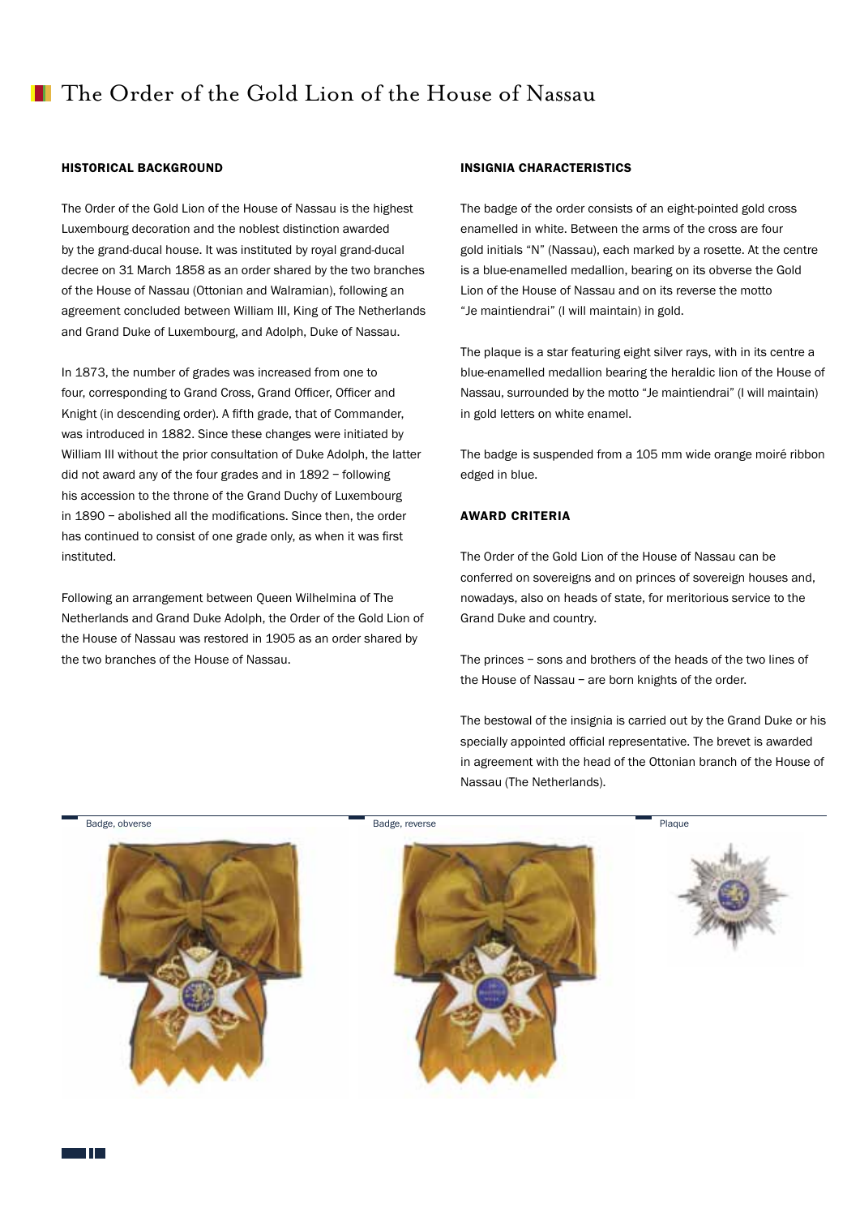# The Order of the Gold Lion of the House of Nassau

## HISTORICAL BACKGROUND

The Order of the Gold Lion of the House of Nassau is the highest Luxembourg decoration and the noblest distinction awarded by the grand-ducal house. It was instituted by royal grand-ducal decree on 31 March 1858 as an order shared by the two branches of the House of Nassau (Ottonian and Walramian), following an agreement concluded between William III, King of The Netherlands and Grand Duke of Luxembourg, and Adolph, Duke of Nassau.

In 1873, the number of grades was increased from one to four, corresponding to Grand Cross, Grand Officer, Officer and Knight (in descending order). A fifth grade, that of Commander, was introduced in 1882. Since these changes were initiated by William III without the prior consultation of Duke Adolph, the latter did not award any of the four grades and in 1892 – following his accession to the throne of the Grand Duchy of Luxembourg in 1890 – abolished all the modifications. Since then, the order has continued to consist of one grade only, as when it was first instituted.

Following an arrangement between Queen Wilhelmina of The Netherlands and Grand Duke Adolph, the Order of the Gold Lion of the House of Nassau was restored in 1905 as an order shared by the two branches of the House of Nassau.

## INSIGNIA CHARACTERISTICS

The badge of the order consists of an eight-pointed gold cross enamelled in white. Between the arms of the cross are four gold initials "N" (Nassau), each marked by a rosette. At the centre is a blue-enamelled medallion, bearing on its obverse the Gold Lion of the House of Nassau and on its reverse the motto "Je maintiendrai" (I will maintain) in gold.

The plaque is a star featuring eight silver rays, with in its centre a blue-enamelled medallion bearing the heraldic lion of the House of Nassau, surrounded by the motto "Je maintiendrai" (I will maintain) in gold letters on white enamel.

The badge is suspended from a 105 mm wide orange moiré ribbon edged in blue.

## AWARD CRITERIA

The Order of the Gold Lion of the House of Nassau can be conferred on sovereigns and on princes of sovereign houses and, nowadays, also on heads of state, for meritorious service to the Grand Duke and country.

The princes – sons and brothers of the heads of the two lines of the House of Nassau – are born knights of the order.

The bestowal of the insignia is carried out by the Grand Duke or his specially appointed official representative. The brevet is awarded in agreement with the head of the Ottonian branch of the House of Nassau (The Netherlands).

Badge, obverse

Badge, reverse

Plaque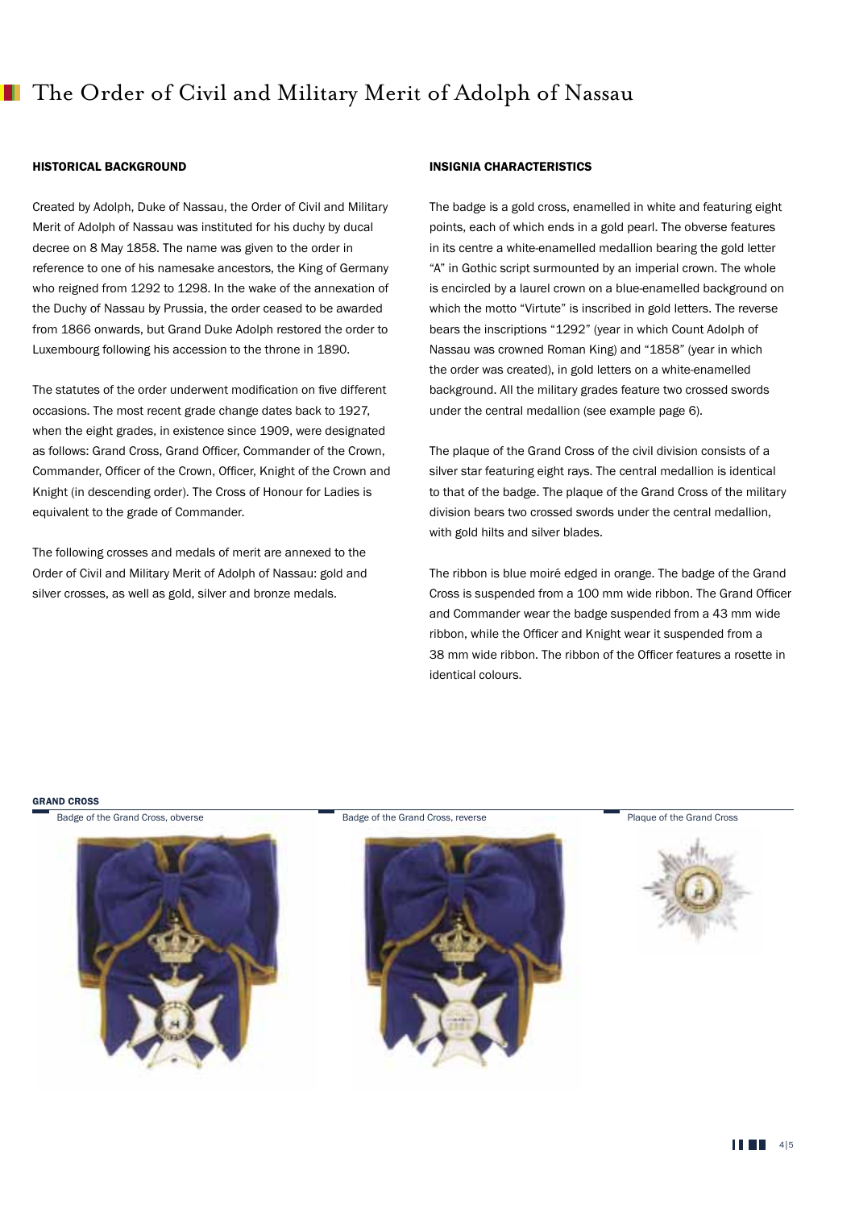# The Order of Civil and Military Merit of Adolph of Nassau

## HISTORICAL BACKGROUND

Created by Adolph, Duke of Nassau, the Order of Civil and Military Merit of Adolph of Nassau was instituted for his duchy by ducal decree on 8 May 1858. The name was given to the order in reference to one of his namesake ancestors, the King of Germany who reigned from 1292 to 1298. In the wake of the annexation of the Duchy of Nassau by Prussia, the order ceased to be awarded from 1866 onwards, but Grand Duke Adolph restored the order to Luxembourg following his accession to the throne in 1890.

The statutes of the order underwent modification on five different occasions. The most recent grade change dates back to 1927, when the eight grades, in existence since 1909, were designated as follows: Grand Cross, Grand Officer, Commander of the Crown, Commander, Officer of the Crown, Officer, Knight of the Crown and Knight (in descending order). The Cross of Honour for Ladies is equivalent to the grade of Commander.

The following crosses and medals of merit are annexed to the Order of Civil and Military Merit of Adolph of Nassau: gold and silver crosses, as well as gold, silver and bronze medals.

## INSIGNIA CHARACTERISTICS

The badge is a gold cross, enamelled in white and featuring eight points, each of which ends in a gold pearl. The obverse features in its centre a white-enamelled medallion bearing the gold letter "A" in Gothic script surmounted by an imperial crown. The whole is encircled by a laurel crown on a blue-enamelled background on which the motto "Virtute" is inscribed in gold letters. The reverse bears the inscriptions "1292" (year in which Count Adolph of Nassau was crowned Roman King) and "1858" (year in which the order was created), in gold letters on a white-enamelled background. All the military grades feature two crossed swords under the central medallion (see example page 6).

The plaque of the Grand Cross of the civil division consists of a silver star featuring eight rays. The central medallion is identical to that of the badge. The plaque of the Grand Cross of the military division bears two crossed swords under the central medallion, with gold hilts and silver blades.

The ribbon is blue moiré edged in orange. The badge of the Grand Cross is suspended from a 100 mm wide ribbon. The Grand Officer and Commander wear the badge suspended from a 43 mm wide ribbon, while the Officer and Knight wear it suspended from a 38 mm wide ribbon. The ribbon of the Officer features a rosette in identical colours.

**GRAND CROSS**

Badge of the Grand Cross, obverse

Badge of the Grand Cross, reverse

Plaque of the Grand Cross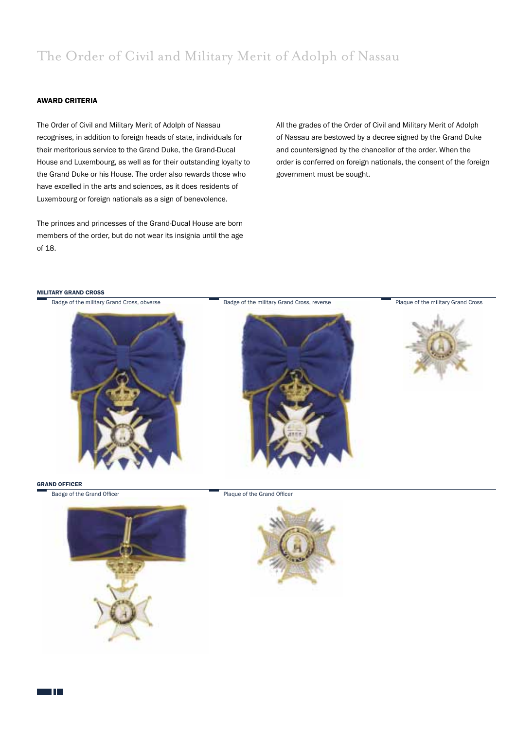# The Order of Civil and Military Merit of Adolph of Nassau

## AWARD CRITERIA

The Order of Civil and Military Merit of Adolph of Nassau recognises, in addition to foreign heads of state, individuals for their meritorious service to the Grand Duke, the Grand-Ducal House and Luxembourg, as well as for their outstanding loyalty to the Grand Duke or his House. The order also rewards those who have excelled in the arts and sciences, as it does residents of Luxembourg or foreign nationals as a sign of benevolence.

The princes and princesses of the Grand-Ducal House are born members of the order, but do not wear its insignia until the age of 18.

All the grades of the Order of Civil and Military Merit of Adolph of Nassau are bestowed by a decree signed by the Grand Duke and countersigned by the chancellor of the order. When the order is conferred on foreign nationals, the consent of the foreign government must be sought.

### MILITARY GRAND CROSS

Badge of the military Grand Cross, obverse

Badge of the military Grand Cross, reverse

Plaque of the military Grand Cross

### GRAND OFFICER

Badge of the Grand Officer

Plaque of the Grand Officer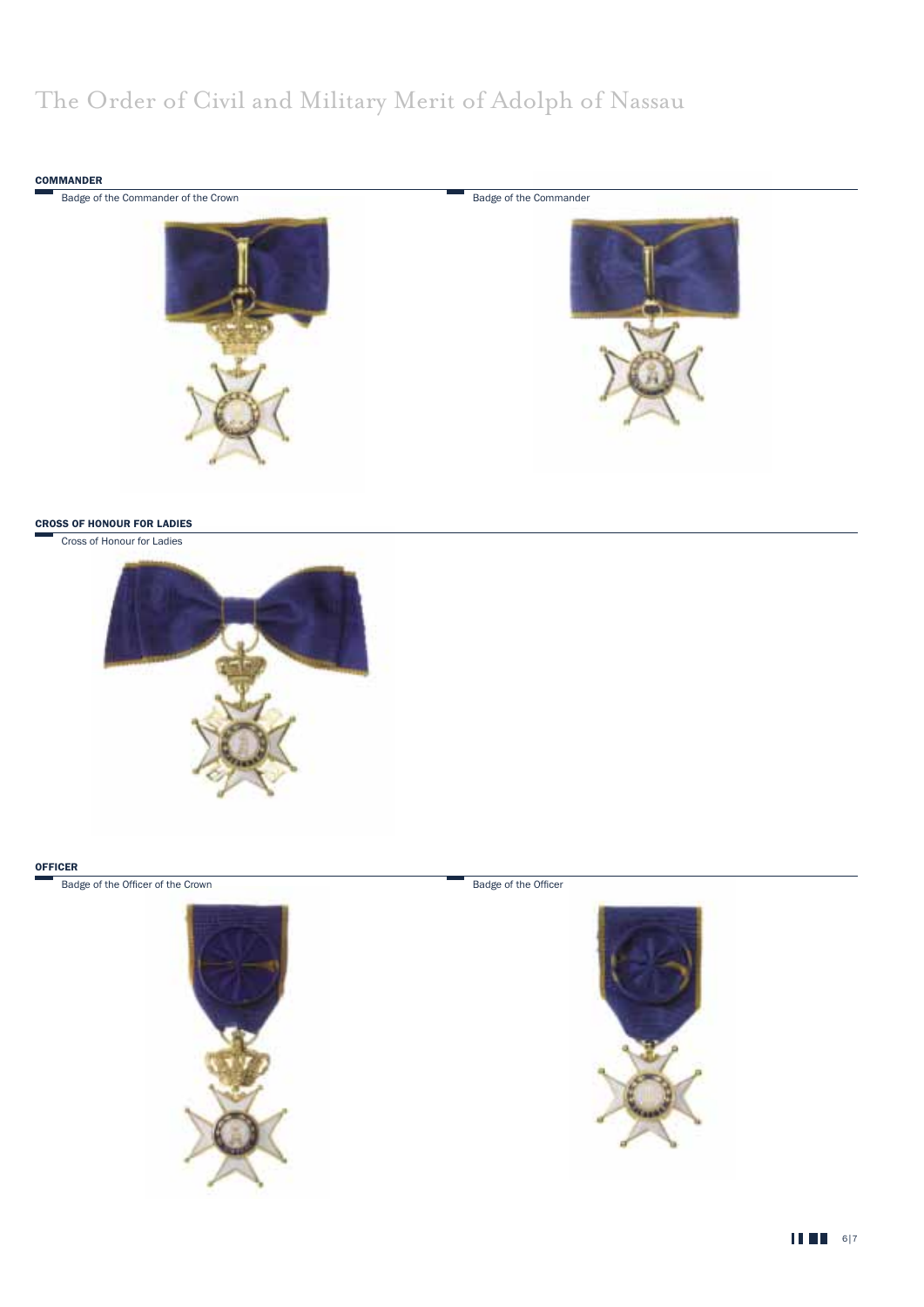# The Order of Civil and Military Merit of Adolph of Nassau

## COMMANDER

Badge of the Commander of the Crown

Badge of the Commander

## CROSS OF HONOUR FOR LADIES

Cross of Honour for Ladies

## OFFICER

Badge of the Officer of the Crown

Badge of the Officer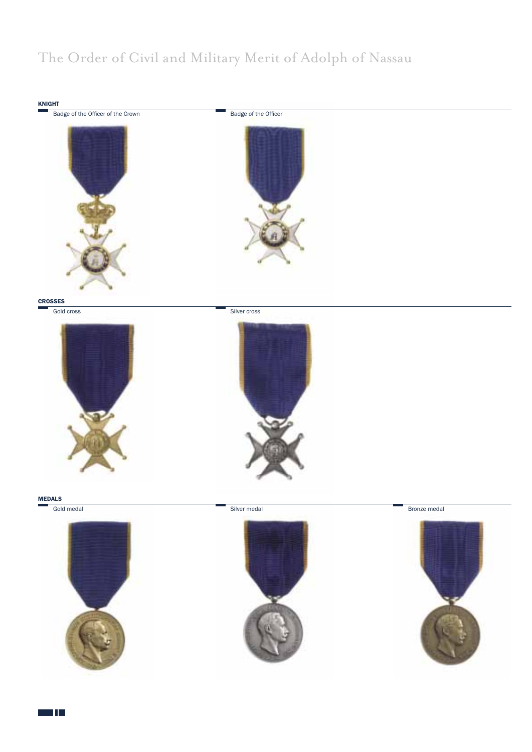# The Order of Civil and Military Merit of Adolph of Nassau

## KNIGHT

Badge of the Officer of the Crown

Badge of the Officer

## CROSSES

Gold cross

Silver cross

## MEDALS

Gold medal

Silver medal

Bronze medal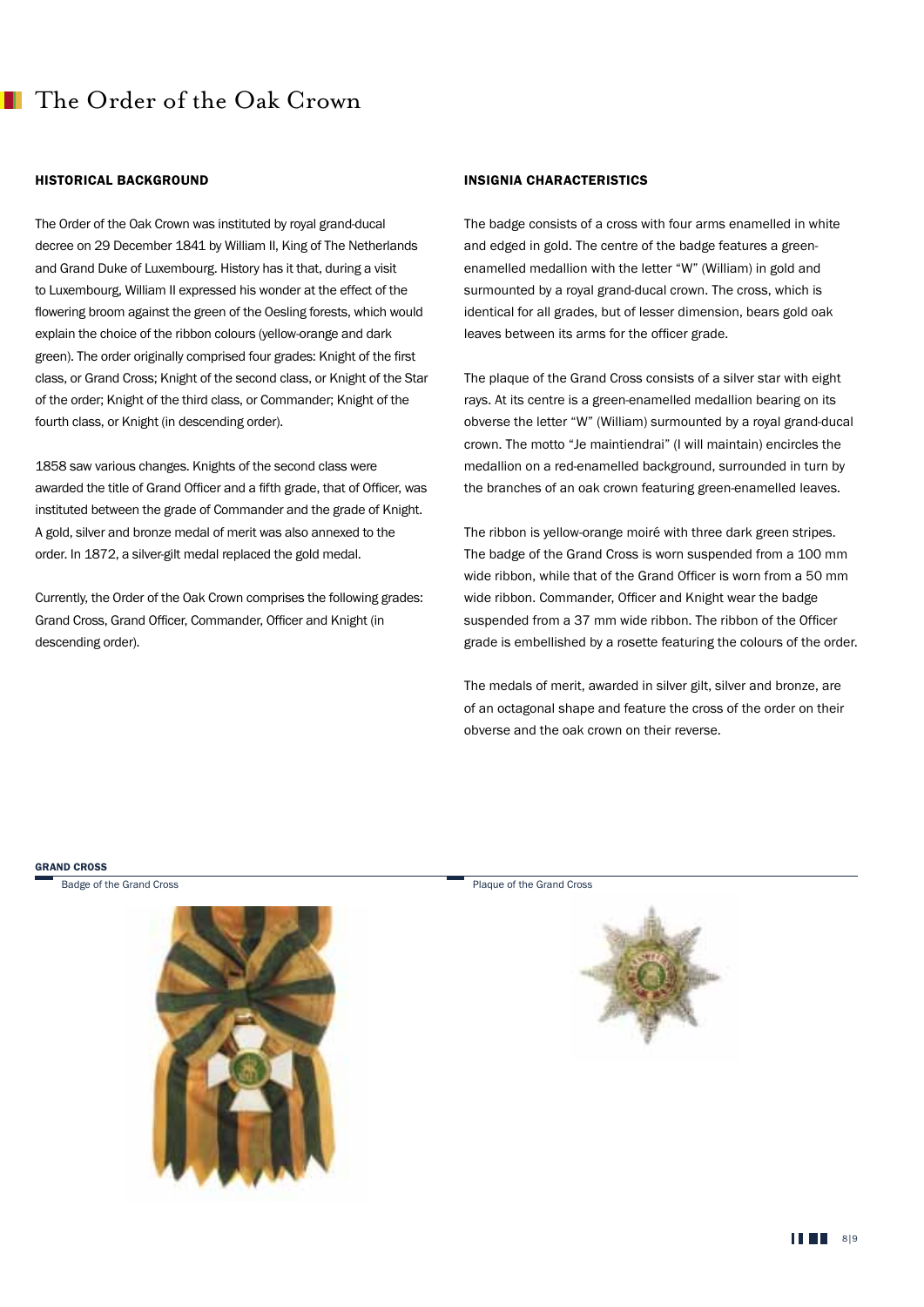# The Order of the Oak Crown

## HISTORICAL BACKGROUND

The Order of the Oak Crown was instituted by royal grand-ducal decree on 29 December 1841 by William II, King of The Netherlands and Grand Duke of Luxembourg. History has it that, during a visit to Luxembourg, William II expressed his wonder at the effect of the flowering broom against the green of the Oesling forests, which would explain the choice of the ribbon colours (yellow-orange and dark green). The order originally comprised four grades: Knight of the first class, or Grand Cross; Knight of the second class, or Knight of the Star of the order; Knight of the third class, or Commander; Knight of the fourth class, or Knight (in descending order).

1858 saw various changes. Knights of the second class were awarded the title of Grand Officer and a fifth grade, that of Officer, was instituted between the grade of Commander and the grade of Knight. A gold, silver and bronze medal of merit was also annexed to the order. In 1872, a silver-gilt medal replaced the gold medal.

Currently, the Order of the Oak Crown comprises the following grades: Grand Cross, Grand Officer, Commander, Officer and Knight (in descending order).

## INSIGNIA CHARACTERISTICS

The badge consists of a cross with four arms enamelled in white and edged in gold. The centre of the badge features a green-enamelled medallion with the letter "W" (William) in gold and surmounted by a royal grand-ducal crown. The cross, which is identical for all grades, but of lesser dimension, bears gold oak leaves between its arms for the officer grade.

The plaque of the Grand Cross consists of a silver star with eight rays. At its centre is a green-enamelled medallion bearing on its obverse the letter "W" (William) surmounted by a royal grand-ducal crown. The motto "Je maintiendrai" (I will maintain) encircles the medallion on a red-enamelled background, surrounded in turn by the branches of an oak crown featuring green-enamelled leaves.

The ribbon is yellow-orange moiré with three dark green stripes. The badge of the Grand Cross is worn suspended from a 100 mm wide ribbon, while that of the Grand Officer is worn from a 50 mm wide ribbon. Commander, Officer and Knight wear the badge suspended from a 37 mm wide ribbon. The ribbon of the Officer grade is embellished by a rosette featuring the colours of the order.

The medals of merit, awarded in silver gilt, silver and bronze, are of an octagonal shape and feature the cross of the order on their obverse and the oak crown on their reverse.

### GRAND CROSS

Badge of the Grand Cross

Plaque of the Grand Cross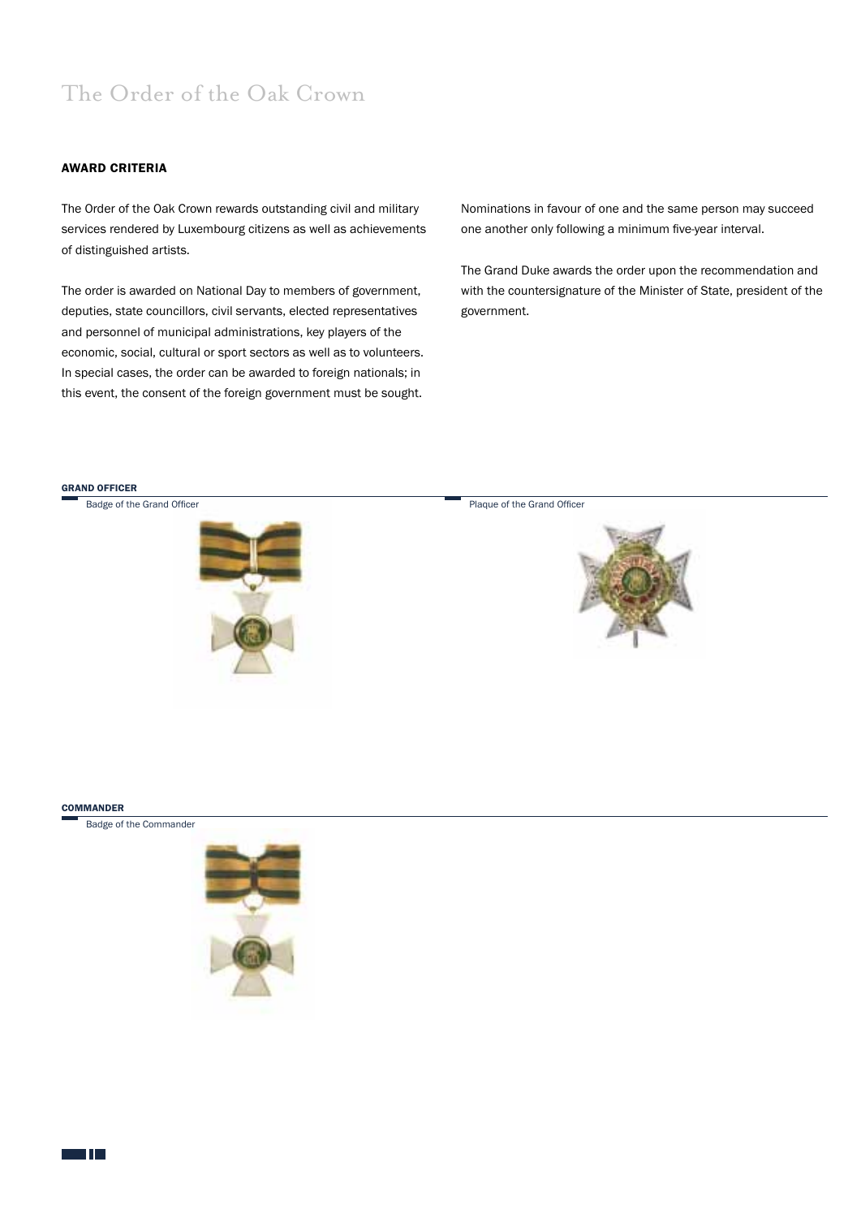# The Order of the Oak Crown

### AWARD CRITERIA

The Order of the Oak Crown rewards outstanding civil and military services rendered by Luxembourg citizens as well as achievements of distinguished artists.

The order is awarded on National Day to members of government, deputies, state councillors, civil servants, elected representatives and personnel of municipal administrations, key players of the economic, social, cultural or sport sectors as well as to volunteers. In special cases, the order can be awarded to foreign nationals; in this event, the consent of the foreign government must be sought.

Nominations in favour of one and the same person may succeed one another only following a minimum five-year interval.

The Grand Duke awards the order upon the recommendation and with the countersignature of the Minister of State, president of the government.

#### GRAND OFFICER

Badge of the Grand Officer

Plaque of the Grand Officer

#### COMMANDER

Badge of the Commander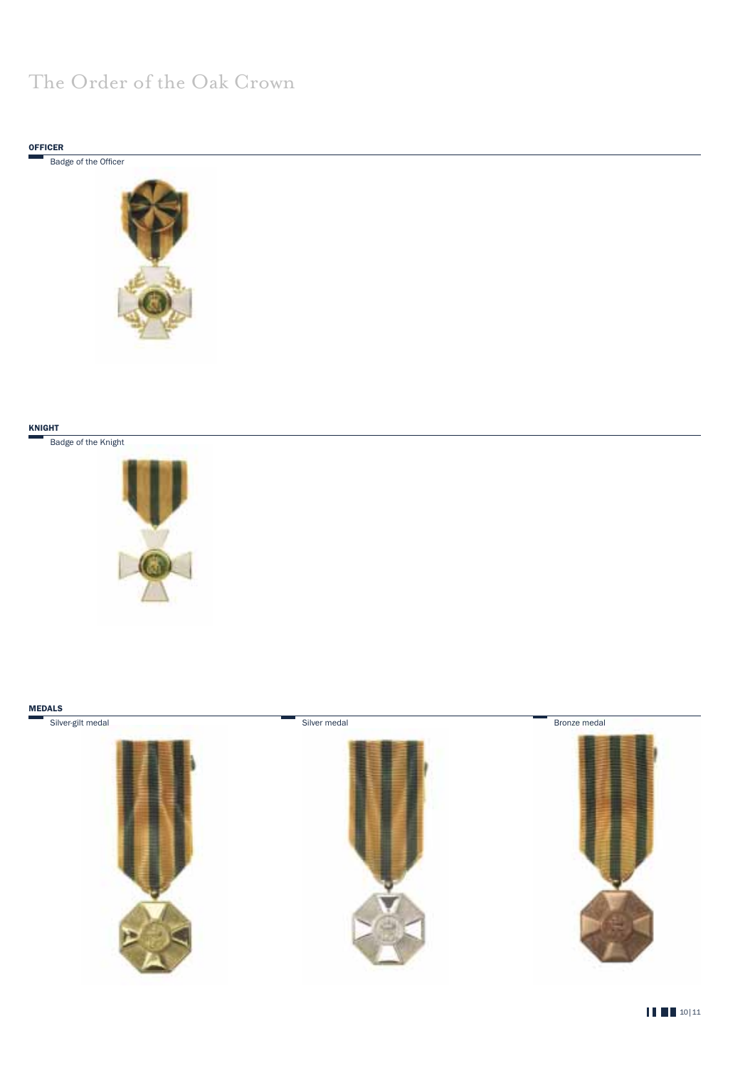# The Order of the Oak Crown

## OFFICER

Badge of the Officer

## KNIGHT

Badge of the Knight

## MEDALS

Silver-gilt medal

Silver medal

Bronze medal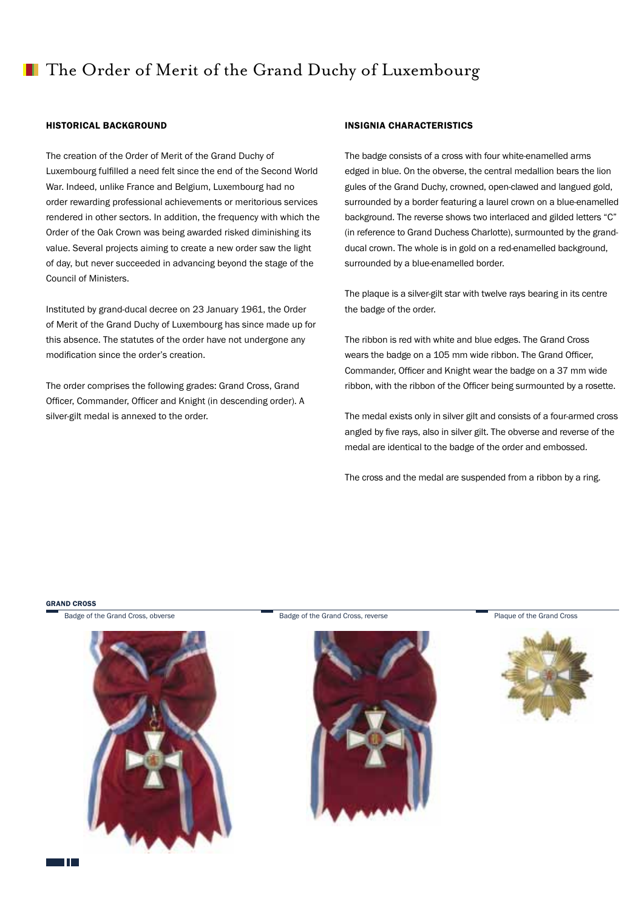# The Order of Merit of the Grand Duchy of Luxembourg

#### HISTORICAL BACKGROUND

The creation of the Order of Merit of the Grand Duchy of Luxembourg fulfilled a need felt since the end of the Second World War. Indeed, unlike France and Belgium, Luxembourg had no order rewarding professional achievements or meritorious services rendered in other sectors. In addition, the frequency with which the Order of the Oak Crown was being awarded risked diminishing its value. Several projects aiming to create a new order saw the light of day, but never succeeded in advancing beyond the stage of the Council of Ministers.

Instituted by grand-ducal decree on 23 January 1961, the Order of Merit of the Grand Duchy of Luxembourg has since made up for this absence. The statutes of the order have not undergone any modification since the order's creation.

The order comprises the following grades: Grand Cross, Grand Officer, Commander, Officer and Knight (in descending order). A silver-gilt medal is annexed to the order.

#### INSIGNIA CHARACTERISTICS

The badge consists of a cross with four white-enamelled arms edged in blue. On the obverse, the central medallion bears the lion gules of the Grand Duchy, crowned, open-clawed and langued gold, surrounded by a border featuring a laurel crown on a blue-enamelled background. The reverse shows two interlaced and gilded letters "C" (in reference to Grand Duchess Charlotte), surmounted by the grand-ducal crown. The whole is in gold on a red-enamelled background, surrounded by a blue-enamelled border.

The plaque is a silver-gilt star with twelve rays bearing in its centre the badge of the order.

The ribbon is red with white and blue edges. The Grand Cross wears the badge on a 105 mm wide ribbon. The Grand Officer, Commander, Officer and Knight wear the badge on a 37 mm wide ribbon, with the ribbon of the Officer being surmounted by a rosette.

The medal exists only in silver gilt and consists of a four-armed cross angled by five rays, also in silver gilt. The obverse and reverse of the medal are identical to the badge of the order and embossed.

The cross and the medal are suspended from a ribbon by a ring.

**GRAND CROSS**

Badge of the Grand Cross, obverse

Badge of the Grand Cross, reverse

Plaque of the Grand Cross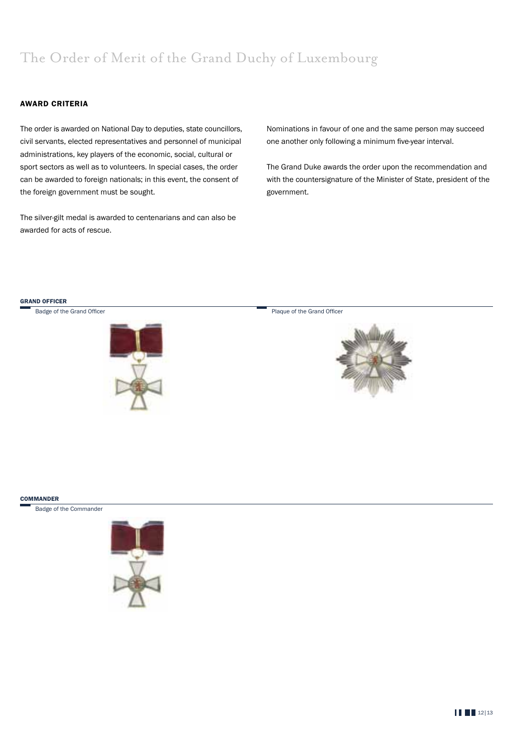# The Order of Merit of the Grand Duchy of Luxembourg

## AWARD CRITERIA

The order is awarded on National Day to deputies, state councillors, civil servants, elected representatives and personnel of municipal administrations, key players of the economic, social, cultural or sport sectors as well as to volunteers. In special cases, the order can be awarded to foreign nationals; in this event, the consent of the foreign government must be sought.

The silver-gilt medal is awarded to centenarians and can also be awarded for acts of rescue.

Nominations in favour of one and the same person may succeed one another only following a minimum five-year interval.

The Grand Duke awards the order upon the recommendation and with the countersignature of the Minister of State, president of the government.

### GRAND OFFICER

Badge of the Grand Officer

Plaque of the Grand Officer

### COMMANDER

Badge of the Commander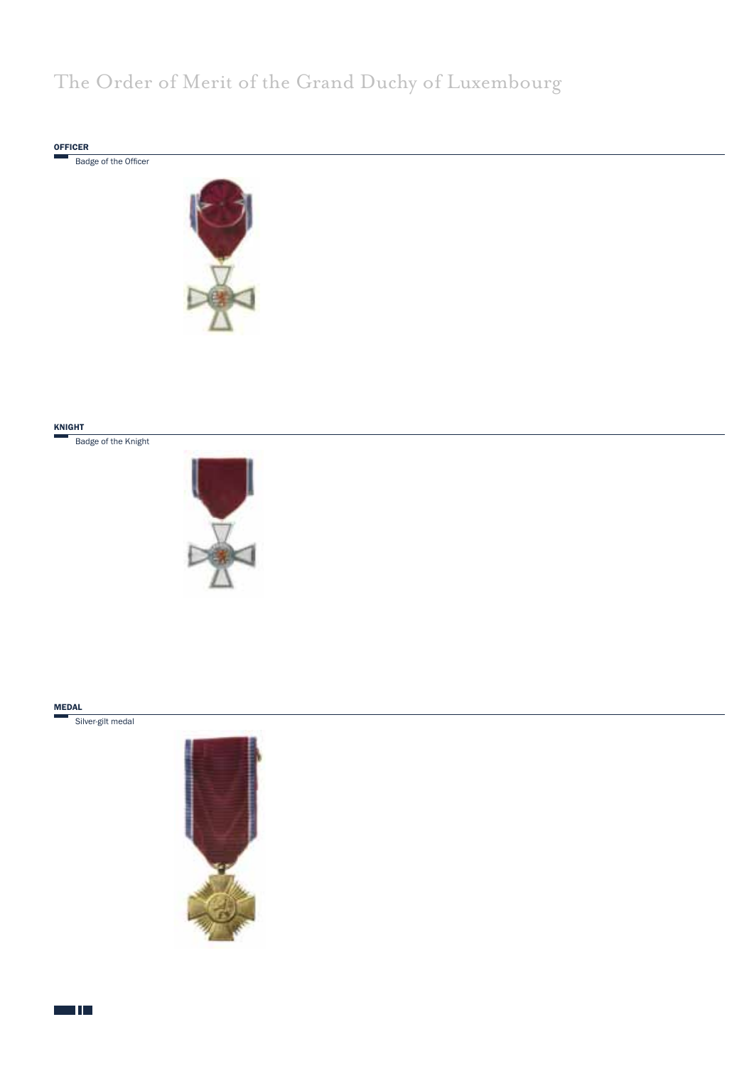# The Order of Merit of the Grand Duchy of Luxembourg

## OFFICER

Badge of the Officer

## KNIGHT

Badge of the Knight

## MEDAL

Silver-gilt medal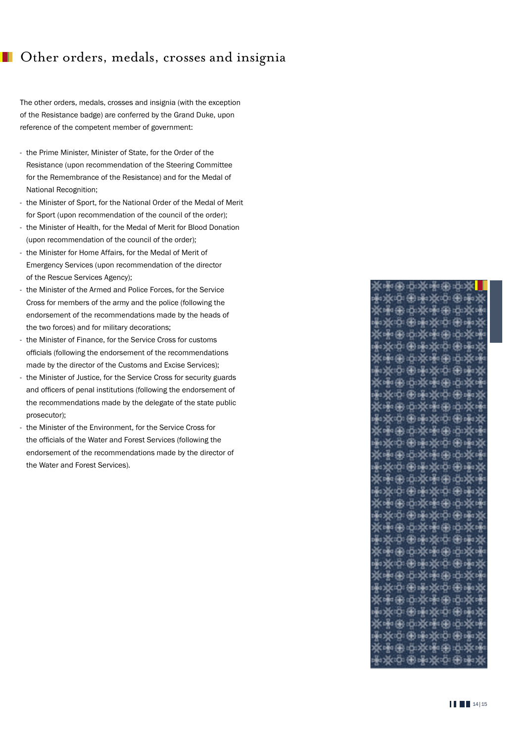# Other orders, medals, crosses and insignia

The other orders, medals, crosses and insignia (with the exception of the Resistance badge) are conferred by the Grand Duke, upon reference of the competent member of government:

- the Prime Minister, Minister of State, for the Order of the Resistance (upon recommendation of the Steering Committee for the Remembrance of the Resistance) and for the Medal of National Recognition;
- the Minister of Sport, for the National Order of the Medal of Merit for Sport (upon recommendation of the council of the order);
- the Minister of Health, for the Medal of Merit for Blood Donation (upon recommendation of the council of the order);
- the Minister for Home Affairs, for the Medal of Merit of Emergency Services (upon recommendation of the director of the Rescue Services Agency);
- the Minister of the Armed and Police Forces, for the Service Cross for members of the army and the police (following the endorsement of the recommendations made by the heads of the two forces) and for military decorations;
- the Minister of Finance, for the Service Cross for customs officials (following the endorsement of the recommendations made by the director of the Customs and Excise Services);
- the Minister of Justice, for the Service Cross for security guards and officers of penal institutions (following the endorsement of the recommendations made by the delegate of the state public prosecutor);
- the Minister of the Environment, for the Service Cross for the officials of the Water and Forest Services (following the endorsement of the recommendations made by the director of the Water and Forest Services).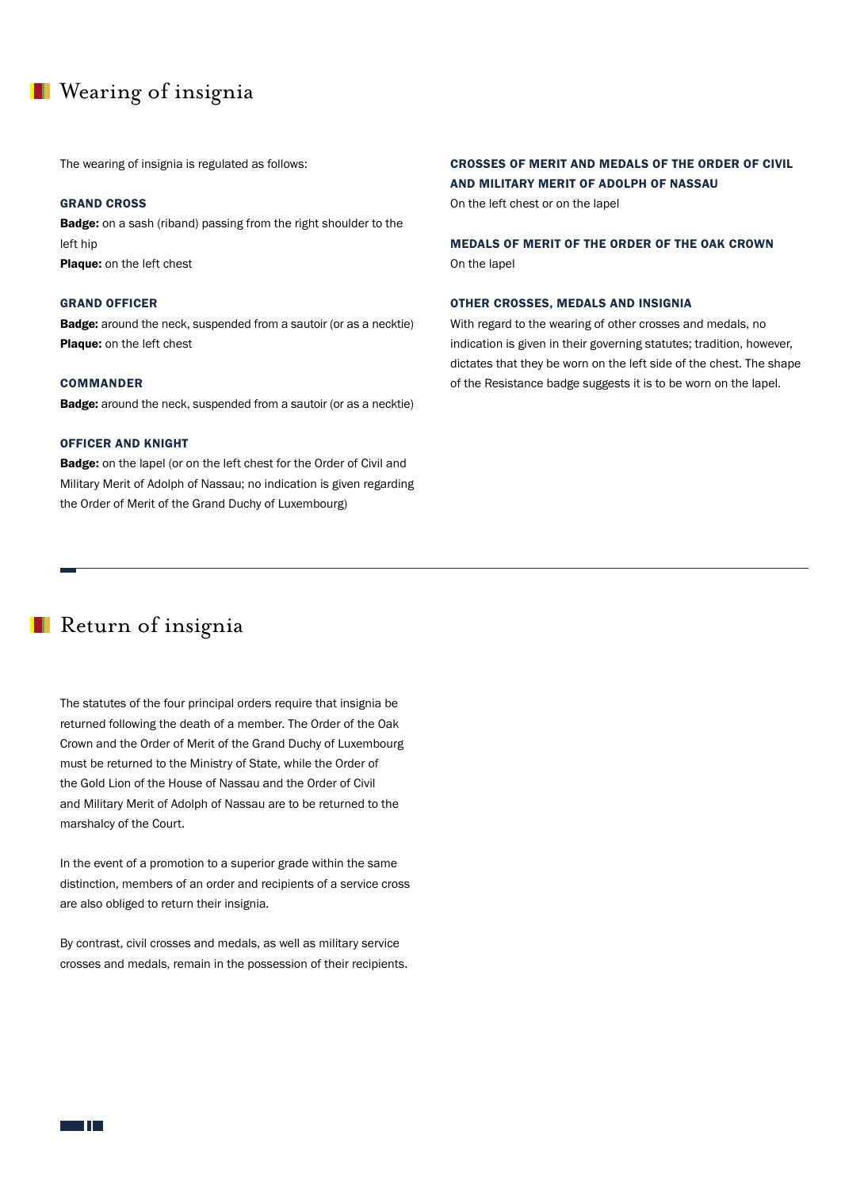## Wearing of insignia

The wearing of insignia is regulated as follows:

### GRAND CROSS

**Badge:** on a sash (riband) passing from the right shoulder to the left hip
**Plaque:** on the left chest

### GRAND OFFICER

**Badge:** around the neck, suspended from a sautoir (or as a necktie)
**Plaque:** on the left chest

### COMMANDER

**Badge:** around the neck, suspended from a sautoir (or as a necktie)

### OFFICER AND KNIGHT

**Badge:** on the lapel (or on the left chest for the Order of Civil and Military Merit of Adolph of Nassau; no indication is given regarding the Order of Merit of the Grand Duchy of Luxembourg)

### CROSSES OF MERIT AND MEDALS OF THE ORDER OF CIVIL AND MILITARY MERIT OF ADOLPH OF NASSAU

On the left chest or on the lapel

### MEDALS OF MERIT OF THE ORDER OF THE OAK CROWN

On the lapel

### OTHER CROSSES, MEDALS AND INSIGNIA

With regard to the wearing of other crosses and medals, no indication is given in their governing statutes; tradition, however, dictates that they be worn on the left side of the chest. The shape of the Resistance badge suggests it is to be worn on the lapel.

## Return of insignia

The statutes of the four principal orders require that insignia be returned following the death of a member. The Order of the Oak Crown and the Order of Merit of the Grand Duchy of Luxembourg must be returned to the Ministry of State, while the Order of the Gold Lion of the House of Nassau and the Order of Civil and Military Merit of Adolph of Nassau are to be returned to the marshalcy of the Court.

In the event of a promotion to a superior grade within the same distinction, members of an order and recipients of a service cross are also obliged to return their insignia.

By contrast, civil crosses and medals, as well as military service crosses and medals, remain in the possession of their recipients.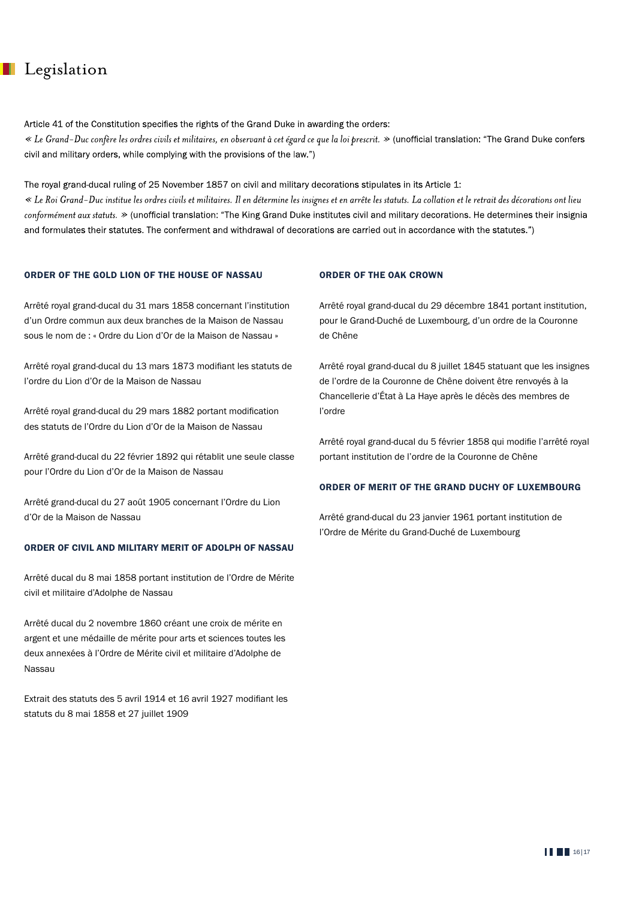# Legislation

Article 41 of the Constitution specifies the rights of the Grand Duke in awarding the orders:
*« Le Grand-Duc confère les ordres civils et militaires, en observant à cet égard ce que la loi prescrit. »* (unofficial translation: "The Grand Duke confers civil and military orders, while complying with the provisions of the law.")

The royal grand-ducal ruling of 25 November 1857 on civil and military decorations stipulates in its Article 1:
*« Le Roi Grand-Duc institue les ordres civils et militaires. Il en détermine les insignes et en arrête les statuts. La collation et le retrait des décorations ont lieu conformément aux statuts. »* (unofficial translation: "The King Grand Duke institutes civil and military decorations. He determines their insignia and formulates their statutes. The conferment and withdrawal of decorations are carried out in accordance with the statutes.")

### ORDER OF THE GOLD LION OF THE HOUSE OF NASSAU

Arrêté royal grand-ducal du 31 mars 1858 concernant l'institution d'un Ordre commun aux deux branches de la Maison de Nassau sous le nom de : « Ordre du Lion d'Or de la Maison de Nassau »

Arrêté royal grand-ducal du 13 mars 1873 modifiant les statuts de l'ordre du Lion d'Or de la Maison de Nassau

Arrêté royal grand-ducal du 29 mars 1882 portant modification des statuts de l'Ordre du Lion d'Or de la Maison de Nassau

Arrêté grand-ducal du 22 février 1892 qui rétablit une seule classe pour l'Ordre du Lion d'Or de la Maison de Nassau

Arrêté grand-ducal du 27 août 1905 concernant l'Ordre du Lion d'Or de la Maison de Nassau

### ORDER OF CIVIL AND MILITARY MERIT OF ADOLPH OF NASSAU

Arrêté ducal du 8 mai 1858 portant institution de l'Ordre de Mérite civil et militaire d'Adolphe de Nassau

Arrêté ducal du 2 novembre 1860 créant une croix de mérite en argent et une médaille de mérite pour arts et sciences toutes les deux annexées à l'Ordre de Mérite civil et militaire d'Adolphe de Nassau

Extrait des statuts des 5 avril 1914 et 16 avril 1927 modifiant les statuts du 8 mai 1858 et 27 juillet 1909

### ORDER OF THE OAK CROWN

Arrêté royal grand-ducal du 29 décembre 1841 portant institution, pour le Grand-Duché de Luxembourg, d'un ordre de la Couronne de Chêne

Arrêté royal grand-ducal du 8 juillet 1845 statuant que les insignes de l'ordre de la Couronne de Chêne doivent être renvoyés à la Chancellerie d'État à La Haye après le décès des membres de l'ordre

Arrêté royal grand-ducal du 5 février 1858 qui modifie l'arrêté royal portant institution de l'ordre de la Couronne de Chêne

### ORDER OF MERIT OF THE GRAND DUCHY OF LUXEMBOURG

Arrêté grand-ducal du 23 janvier 1961 portant institution de l'Ordre de Mérite du Grand-Duché de Luxembourg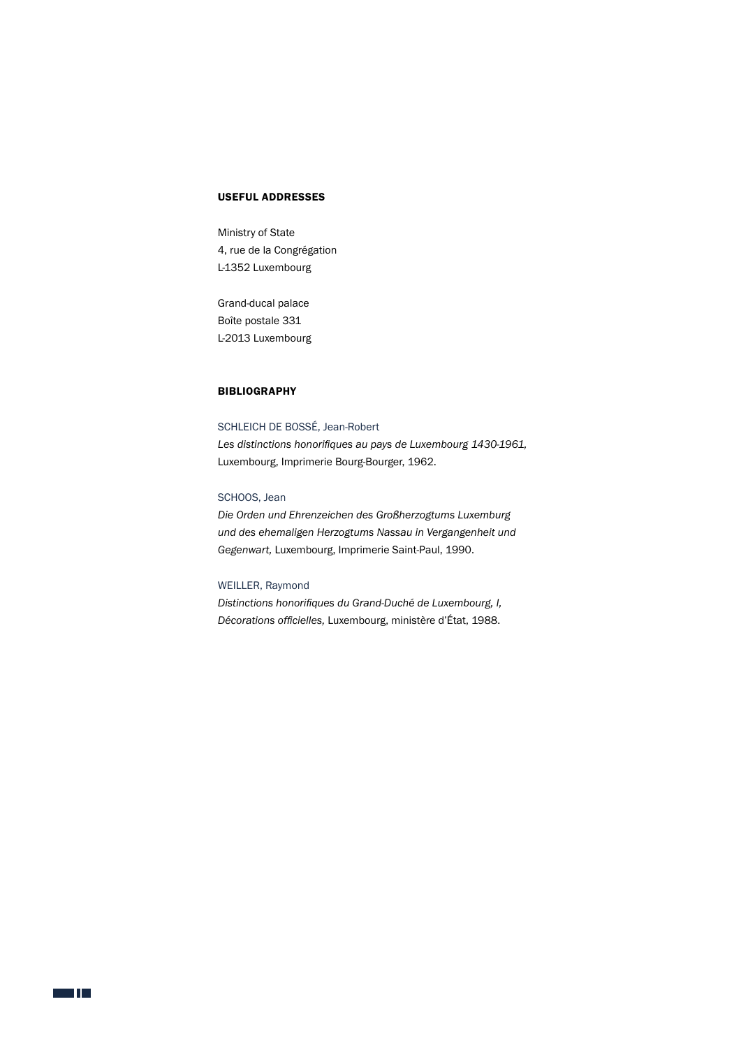## USEFUL ADDRESSES

Ministry of State
4, rue de la Congrégation
L-1352 Luxembourg

Grand-ducal palace
Boîte postale 331
L-2013 Luxembourg

## BIBLIOGRAPHY

SCHLEICH DE BOSSÉ, Jean-Robert
*Les distinctions honorifiques au pays de Luxembourg 1430-1961,*
Luxembourg, Imprimerie Bourg-Bourger, 1962.

SCHOOS, Jean
*Die Orden und Ehrenzeichen des Großherzogtums Luxemburg und des ehemaligen Herzogtums Nassau in Vergangenheit und Gegenwart,* Luxembourg, Imprimerie Saint-Paul, 1990.

WEILLER, Raymond
*Distinctions honorifiques du Grand-Duché de Luxembourg, I, Décorations officielles,* Luxembourg, ministère d'État, 1988.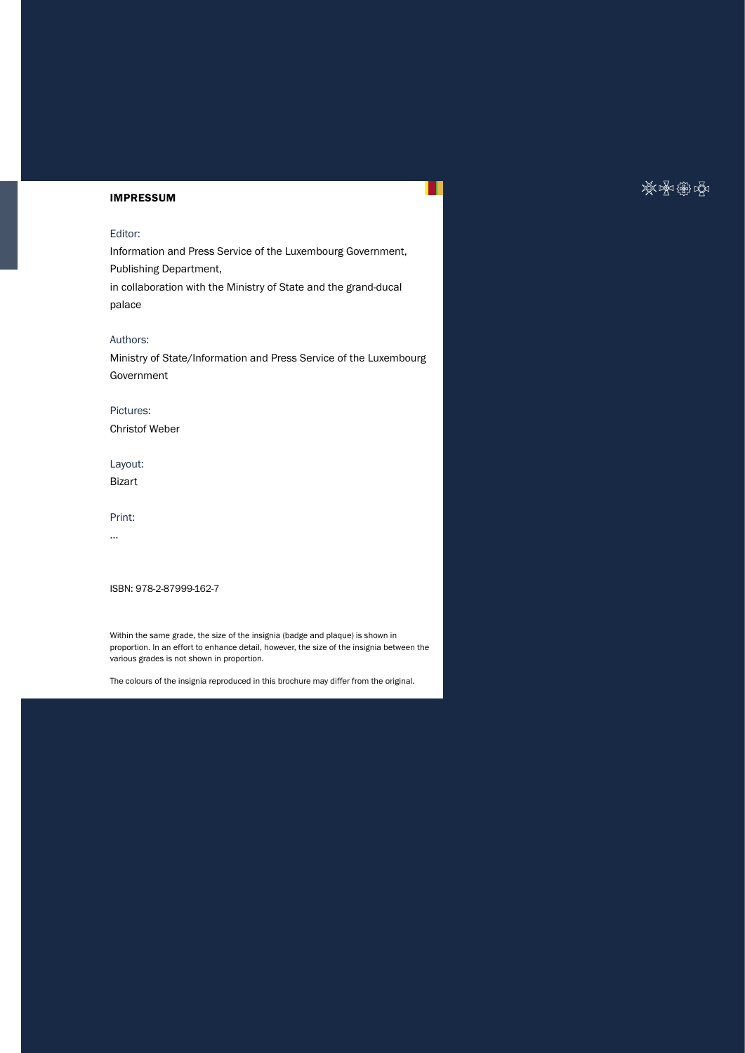**IMPRESSUM**

Editor:

Information and Press Service of the Luxembourg Government, Publishing Department,
in collaboration with the Ministry of State and the grand-ducal palace

Authors:

Ministry of State/Information and Press Service of the Luxembourg Government

Pictures:

Christof Weber

Layout:

Bizart

Print:

...

ISBN: 978-2-87999-162-7

Within the same grade, the size of the insignia (badge and plaque) is shown in proportion. In an effort to enhance detail, however, the size of the insignia between the various grades is not shown in proportion.

The colours of the insignia reproduced in this brochure may differ from the original.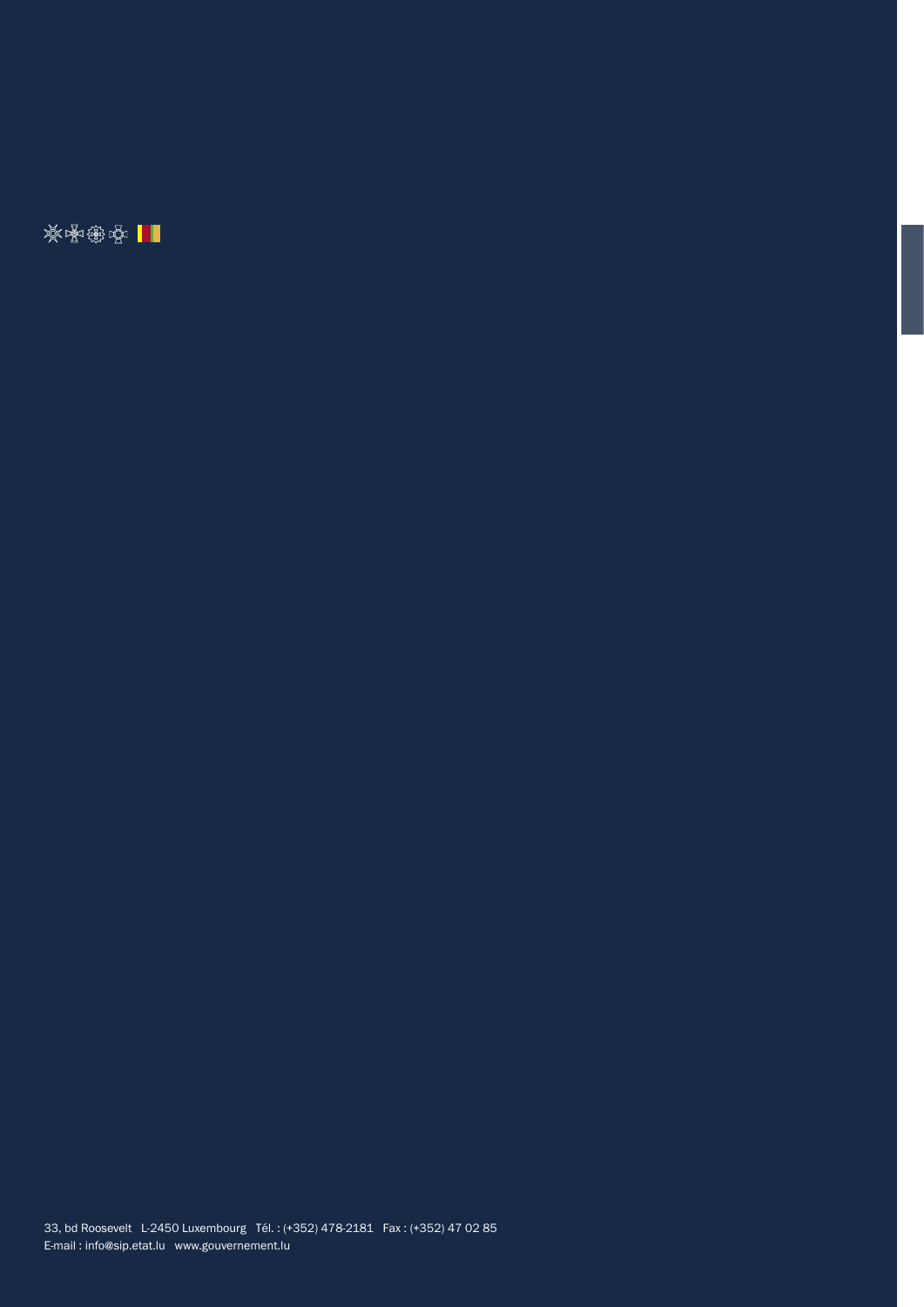33, bd Roosevelt L-2450 Luxembourg Tél. : (+352) 478-2181 Fax : (+352) 47 02 85
E-mail : info@sip.etat.lu www.gouvernement.lu